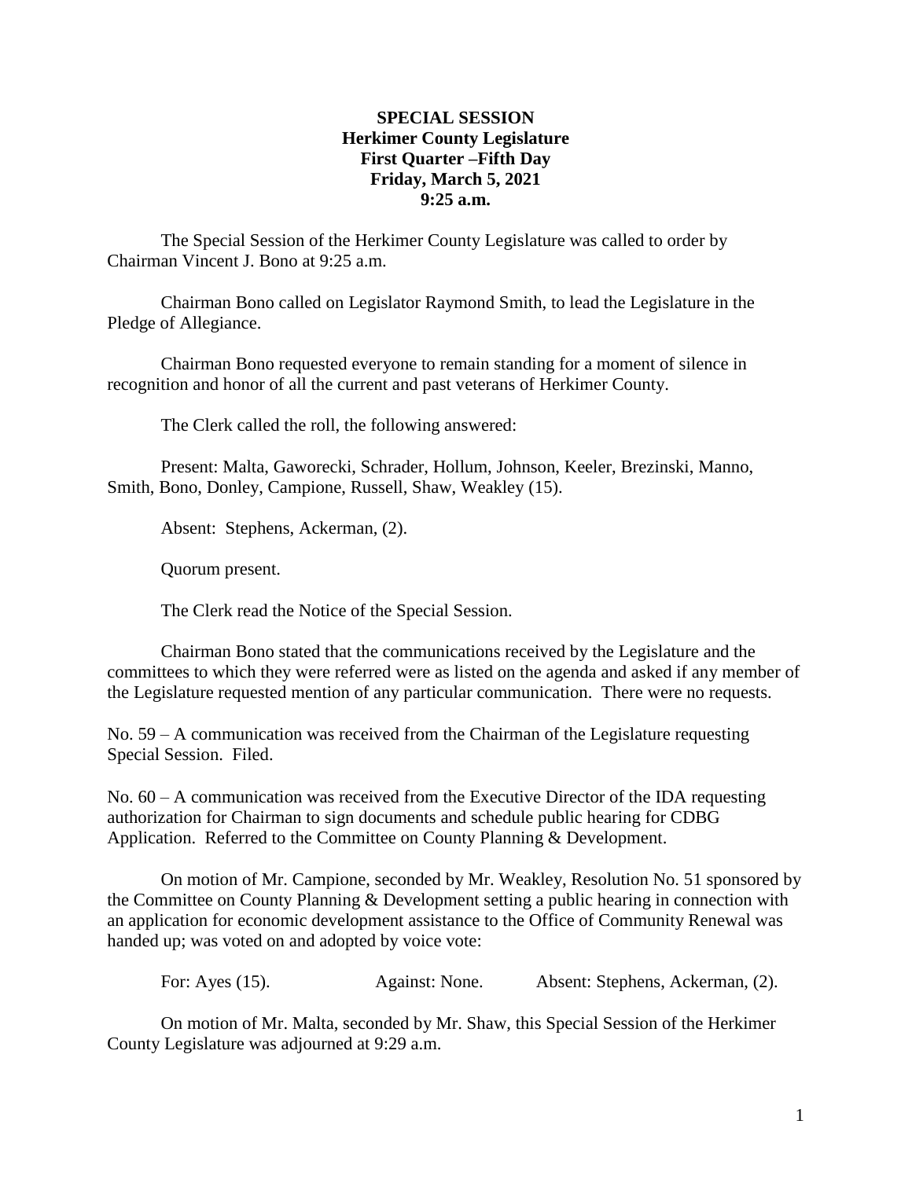**SPECIAL SESSION**
**Herkimer County Legislature**
**First Quarter –Fifth Day**
**Friday, March 5, 2021**
**9:25 a.m.**

The Special Session of the Herkimer County Legislature was called to order by Chairman Vincent J. Bono at 9:25 a.m.

Chairman Bono called on Legislator Raymond Smith, to lead the Legislature in the Pledge of Allegiance.

Chairman Bono requested everyone to remain standing for a moment of silence in recognition and honor of all the current and past veterans of Herkimer County.

The Clerk called the roll, the following answered:

Present: Malta, Gaworecki, Schrader, Hollum, Johnson, Keeler, Brezinski, Manno, Smith, Bono, Donley, Campione, Russell, Shaw, Weakley (15).

Absent: Stephens, Ackerman, (2).

Quorum present.

The Clerk read the Notice of the Special Session.

Chairman Bono stated that the communications received by the Legislature and the committees to which they were referred were as listed on the agenda and asked if any member of the Legislature requested mention of any particular communication. There were no requests.

No. 59 – A communication was received from the Chairman of the Legislature requesting Special Session. Filed.

No. 60 – A communication was received from the Executive Director of the IDA requesting authorization for Chairman to sign documents and schedule public hearing for CDBG Application. Referred to the Committee on County Planning & Development.

On motion of Mr. Campione, seconded by Mr. Weakley, Resolution No. 51 sponsored by the Committee on County Planning & Development setting a public hearing in connection with an application for economic development assistance to the Office of Community Renewal was handed up; was voted on and adopted by voice vote:

For: Ayes (15). Against: None. Absent: Stephens, Ackerman, (2).

On motion of Mr. Malta, seconded by Mr. Shaw, this Special Session of the Herkimer County Legislature was adjourned at 9:29 a.m.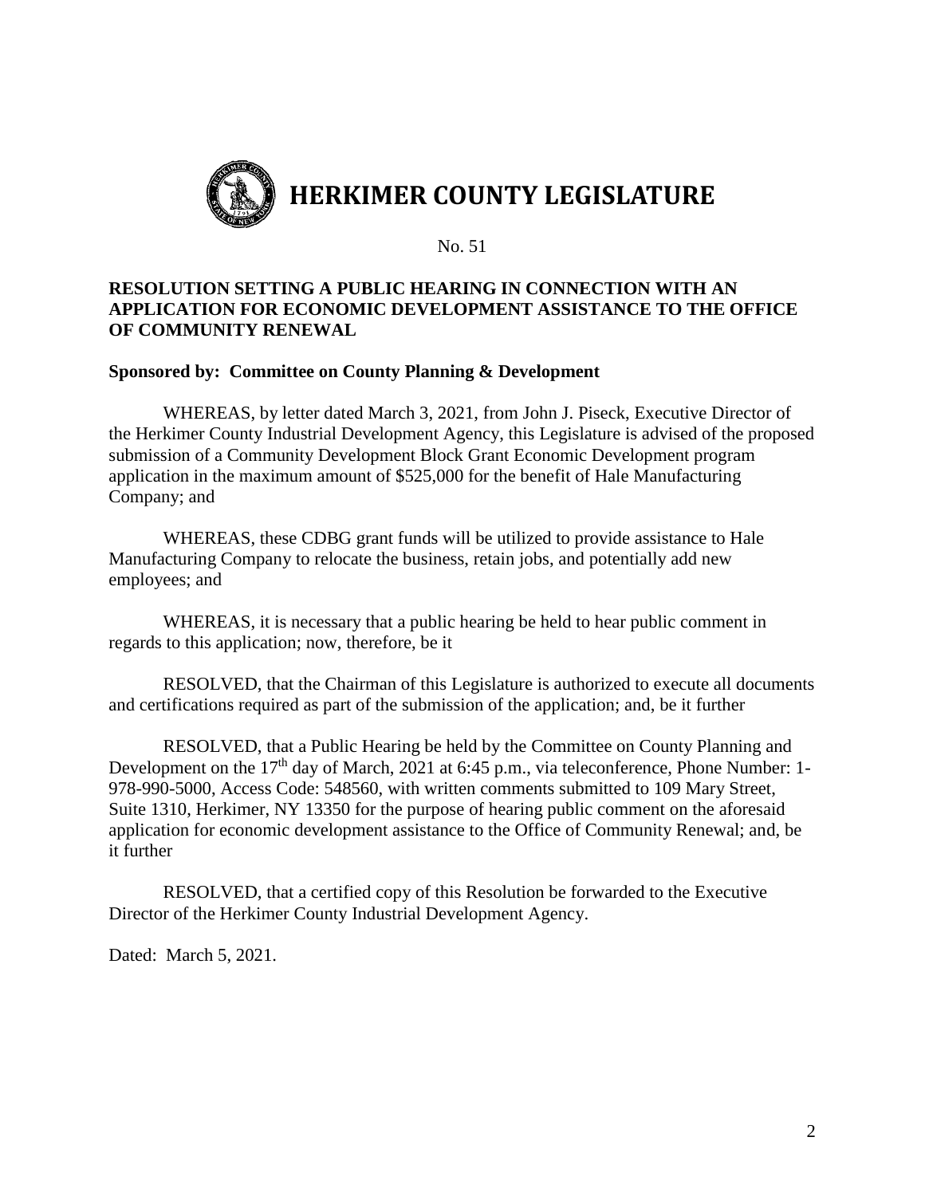# HERKIMER COUNTY LEGISLATURE

No. 51

**RESOLUTION SETTING A PUBLIC HEARING IN CONNECTION WITH AN APPLICATION FOR ECONOMIC DEVELOPMENT ASSISTANCE TO THE OFFICE OF COMMUNITY RENEWAL**

**Sponsored by: Committee on County Planning & Development**

WHEREAS, by letter dated March 3, 2021, from John J. Piseck, Executive Director of the Herkimer County Industrial Development Agency, this Legislature is advised of the proposed submission of a Community Development Block Grant Economic Development program application in the maximum amount of $525,000 for the benefit of Hale Manufacturing Company; and

WHEREAS, these CDBG grant funds will be utilized to provide assistance to Hale Manufacturing Company to relocate the business, retain jobs, and potentially add new employees; and

WHEREAS, it is necessary that a public hearing be held to hear public comment in regards to this application; now, therefore, be it

RESOLVED, that the Chairman of this Legislature is authorized to execute all documents and certifications required as part of the submission of the application; and, be it further

RESOLVED, that a Public Hearing be held by the Committee on County Planning and Development on the 17th day of March, 2021 at 6:45 p.m., via teleconference, Phone Number: 1-978-990-5000, Access Code: 548560, with written comments submitted to 109 Mary Street, Suite 1310, Herkimer, NY 13350 for the purpose of hearing public comment on the aforesaid application for economic development assistance to the Office of Community Renewal; and, be it further

RESOLVED, that a certified copy of this Resolution be forwarded to the Executive Director of the Herkimer County Industrial Development Agency.

Dated: March 5, 2021.